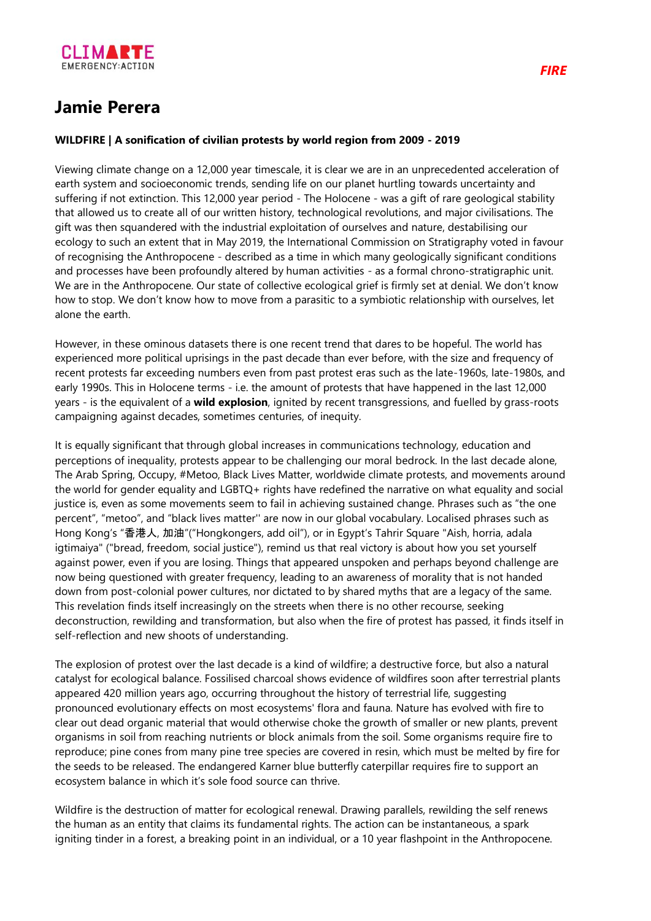# Jamie Perera

**WILDFIRE | A sonification of civilian protests by world region from 2009 - 2019**

Viewing climate change on a 12,000 year timescale, it is clear we are in an unprecedented acceleration of earth system and socioeconomic trends, sending life on our planet hurtling towards uncertainty and suffering if not extinction. This 12,000 year period - The Holocene - was a gift of rare geological stability that allowed us to create all of our written history, technological revolutions, and major civilisations. The gift was then squandered with the industrial exploitation of ourselves and nature, destabilising our ecology to such an extent that in May 2019, the International Commission on Stratigraphy voted in favour of recognising the Anthropocene - described as a time in which many geologically significant conditions and processes have been profoundly altered by human activities - as a formal chrono-stratigraphic unit. We are in the Anthropocene. Our state of collective ecological grief is firmly set at denial. We don't know how to stop. We don't know how to move from a parasitic to a symbiotic relationship with ourselves, let alone the earth.

However, in these ominous datasets there is one recent trend that dares to be hopeful. The world has experienced more political uprisings in the past decade than ever before, with the size and frequency of recent protests far exceeding numbers even from past protest eras such as the late-1960s, late-1980s, and early 1990s. This in Holocene terms - i.e. the amount of protests that have happened in the last 12,000 years - is the equivalent of a **wild explosion**, ignited by recent transgressions, and fuelled by grass-roots campaigning against decades, sometimes centuries, of inequity.

It is equally significant that through global increases in communications technology, education and perceptions of inequality, protests appear to be challenging our moral bedrock. In the last decade alone, The Arab Spring, Occupy, #Metoo, Black Lives Matter, worldwide climate protests, and movements around the world for gender equality and LGBTQ+ rights have redefined the narrative on what equality and social justice is, even as some movements seem to fail in achieving sustained change. Phrases such as "the one percent", "metoo", and "black lives matter'' are now in our global vocabulary. Localised phrases such as Hong Kong's "香港人, 加油"("Hongkongers, add oil"), or in Egypt's Tahrir Square "Aish, horria, adala igtimaiya" ("bread, freedom, social justice"), remind us that real victory is about how you set yourself against power, even if you are losing. Things that appeared unspoken and perhaps beyond challenge are now being questioned with greater frequency, leading to an awareness of morality that is not handed down from post-colonial power cultures, nor dictated to by shared myths that are a legacy of the same. This revelation finds itself increasingly on the streets when there is no other recourse, seeking deconstruction, rewilding and transformation, but also when the fire of protest has passed, it finds itself in self-reflection and new shoots of understanding.

The explosion of protest over the last decade is a kind of wildfire; a destructive force, but also a natural catalyst for ecological balance. Fossilised charcoal shows evidence of wildfires soon after terrestrial plants appeared 420 million years ago, occurring throughout the history of terrestrial life, suggesting pronounced evolutionary effects on most ecosystems' flora and fauna. Nature has evolved with fire to clear out dead organic material that would otherwise choke the growth of smaller or new plants, prevent organisms in soil from reaching nutrients or block animals from the soil. Some organisms require fire to reproduce; pine cones from many pine tree species are covered in resin, which must be melted by fire for the seeds to be released. The endangered Karner blue butterfly caterpillar requires fire to support an ecosystem balance in which it's sole food source can thrive.

Wildfire is the destruction of matter for ecological renewal. Drawing parallels, rewilding the self renews the human as an entity that claims its fundamental rights. The action can be instantaneous, a spark igniting tinder in a forest, a breaking point in an individual, or a 10 year flashpoint in the Anthropocene.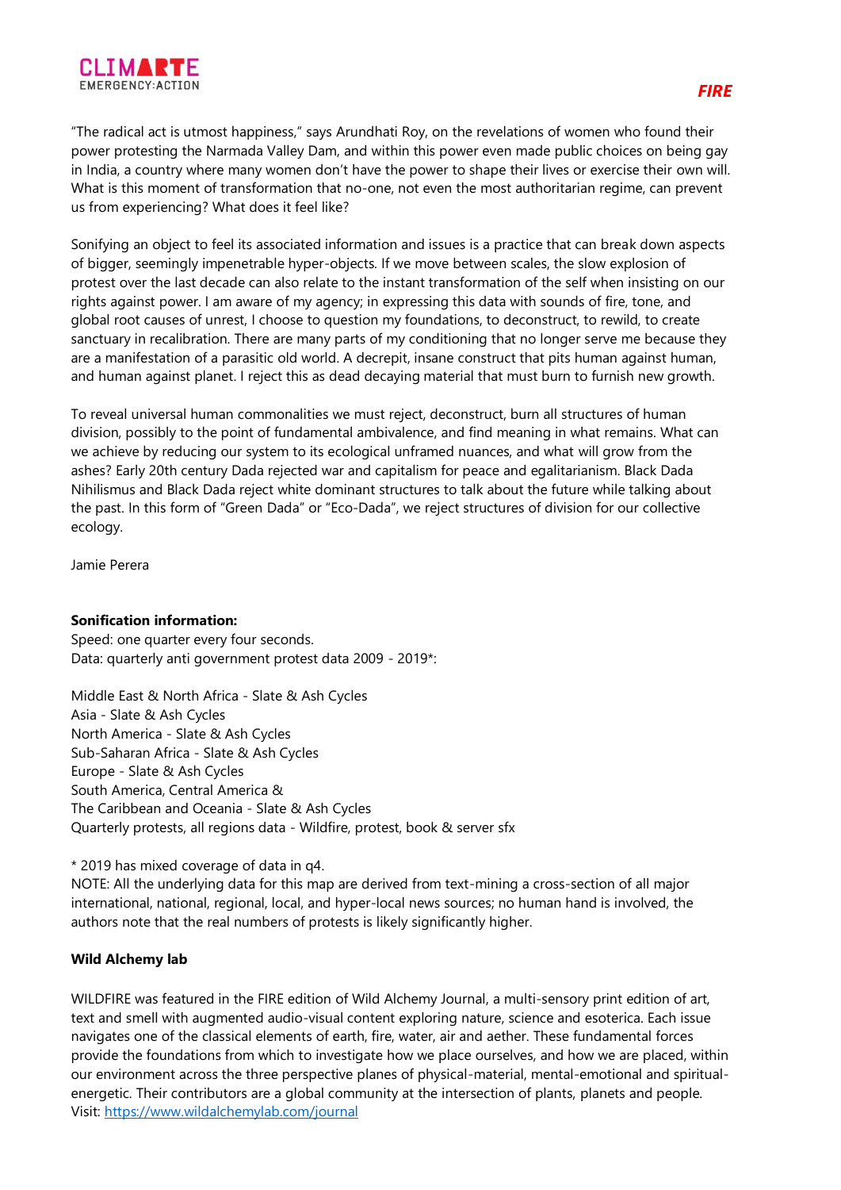"The radical act is utmost happiness," says Arundhati Roy, on the revelations of women who found their power protesting the Narmada Valley Dam, and within this power even made public choices on being gay in India, a country where many women don't have the power to shape their lives or exercise their own will. What is this moment of transformation that no-one, not even the most authoritarian regime, can prevent us from experiencing? What does it feel like?

Sonifying an object to feel its associated information and issues is a practice that can break down aspects of bigger, seemingly impenetrable hyper-objects. If we move between scales, the slow explosion of protest over the last decade can also relate to the instant transformation of the self when insisting on our rights against power. I am aware of my agency; in expressing this data with sounds of fire, tone, and global root causes of unrest, I choose to question my foundations, to deconstruct, to rewild, to create sanctuary in recalibration. There are many parts of my conditioning that no longer serve me because they are a manifestation of a parasitic old world. A decrepit, insane construct that pits human against human, and human against planet. I reject this as dead decaying material that must burn to furnish new growth.

To reveal universal human commonalities we must reject, deconstruct, burn all structures of human division, possibly to the point of fundamental ambivalence, and find meaning in what remains. What can we achieve by reducing our system to its ecological unframed nuances, and what will grow from the ashes? Early 20th century Dada rejected war and capitalism for peace and egalitarianism. Black Dada Nihilismus and Black Dada reject white dominant structures to talk about the future while talking about the past. In this form of "Green Dada" or "Eco-Dada", we reject structures of division for our collective ecology.

Jamie Perera

**Sonification information:**
Speed: one quarter every four seconds.
Data: quarterly anti government protest data 2009 - 2019*:

Middle East & North Africa - Slate & Ash Cycles
Asia - Slate & Ash Cycles
North America - Slate & Ash Cycles
Sub-Saharan Africa - Slate & Ash Cycles
Europe - Slate & Ash Cycles
South America, Central America &
The Caribbean and Oceania - Slate & Ash Cycles
Quarterly protests, all regions data - Wildfire, protest, book & server sfx

* 2019 has mixed coverage of data in q4.
NOTE: All the underlying data for this map are derived from text-mining a cross-section of all major international, national, regional, local, and hyper-local news sources; no human hand is involved, the authors note that the real numbers of protests is likely significantly higher.

**Wild Alchemy lab**

WILDFIRE was featured in the FIRE edition of Wild Alchemy Journal, a multi-sensory print edition of art, text and smell with augmented audio-visual content exploring nature, science and esoterica. Each issue navigates one of the classical elements of earth, fire, water, air and aether. These fundamental forces provide the foundations from which to investigate how we place ourselves, and how we are placed, within our environment across the three perspective planes of physical-material, mental-emotional and spiritual-energetic. Their contributors are a global community at the intersection of plants, planets and people. Visit: https://www.wildalchemylab.com/journal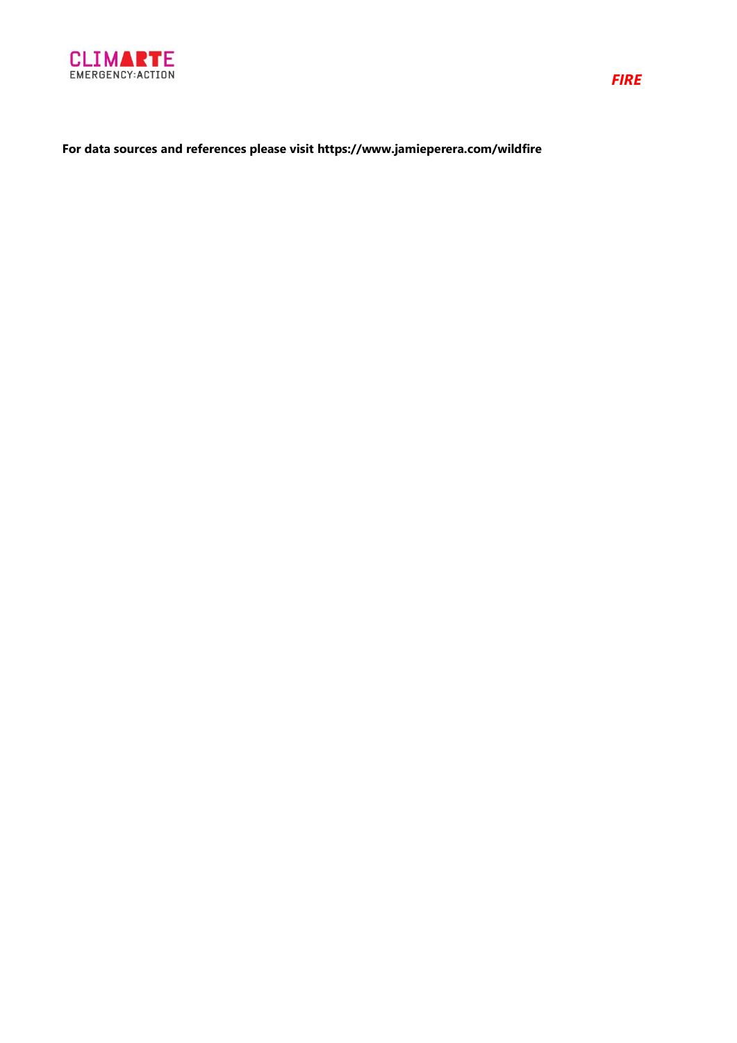**For data sources and references please visit https://www.jamieperera.com/wildfire**